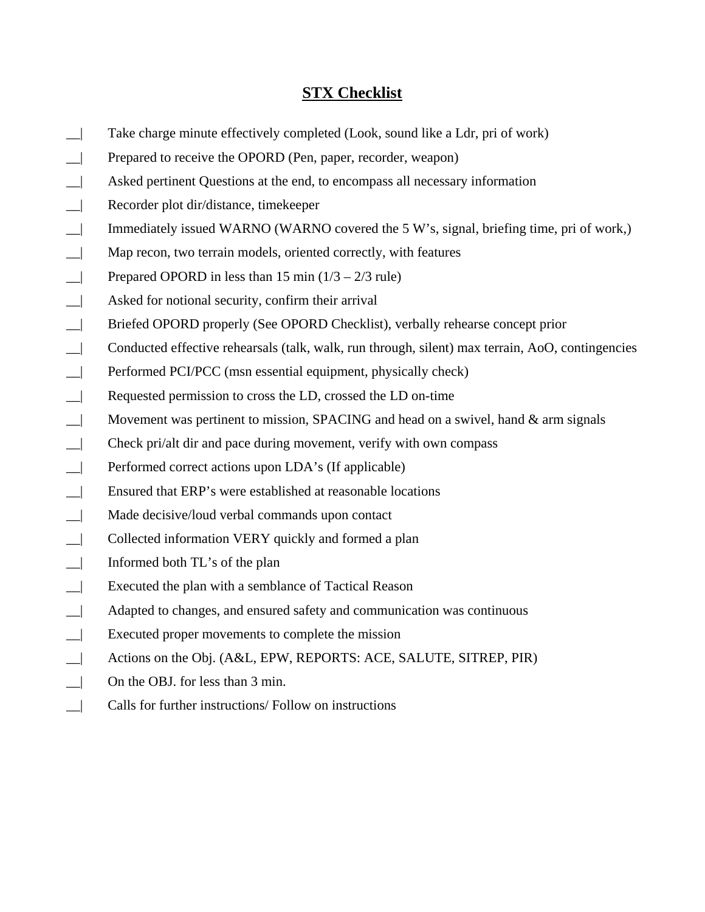# STX Checklist

__| Take charge minute effectively completed (Look, sound like a Ldr, pri of work)

__| Prepared to receive the OPORD (Pen, paper, recorder, weapon)

__| Asked pertinent Questions at the end, to encompass all necessary information

__| Recorder plot dir/distance, timekeeper

__| Immediately issued WARNO (WARNO covered the 5 W's, signal, briefing time, pri of work,)

__| Map recon, two terrain models, oriented correctly, with features

__| Prepared OPORD in less than 15 min (1/3 – 2/3 rule)

__| Asked for notional security, confirm their arrival

__| Briefed OPORD properly (See OPORD Checklist), verbally rehearse concept prior

__| Conducted effective rehearsals (talk, walk, run through, silent) max terrain, AoO, contingencies

__| Performed PCI/PCC (msn essential equipment, physically check)

__| Requested permission to cross the LD, crossed the LD on-time

__| Movement was pertinent to mission, SPACING and head on a swivel, hand & arm signals

__| Check pri/alt dir and pace during movement, verify with own compass

__| Performed correct actions upon LDA's (If applicable)

__| Ensured that ERP's were established at reasonable locations

__| Made decisive/loud verbal commands upon contact

__| Collected information VERY quickly and formed a plan

__| Informed both TL's of the plan

__| Executed the plan with a semblance of Tactical Reason

__| Adapted to changes, and ensured safety and communication was continuous

__| Executed proper movements to complete the mission

__| Actions on the Obj. (A&L, EPW, REPORTS: ACE, SALUTE, SITREP, PIR)

__| On the OBJ. for less than 3 min.

__| Calls for further instructions/ Follow on instructions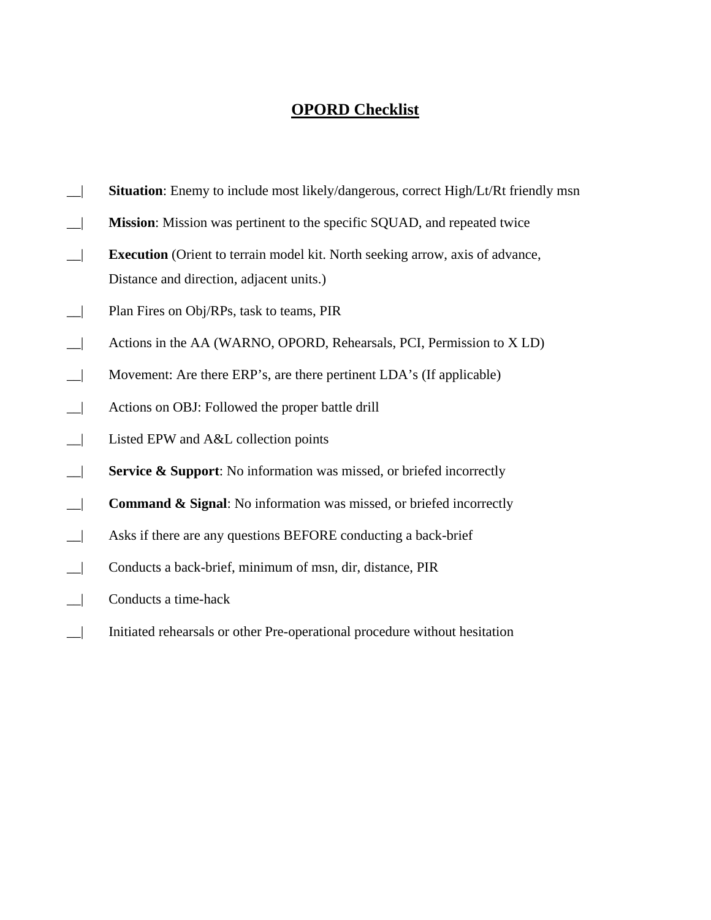# OPORD Checklist

__| **Situation**: Enemy to include most likely/dangerous, correct High/Lt/Rt friendly msn

__| **Mission**: Mission was pertinent to the specific SQUAD, and repeated twice

__| **Execution** (Orient to terrain model kit. North seeking arrow, axis of advance, Distance and direction, adjacent units.)

__| Plan Fires on Obj/RPs, task to teams, PIR

__| Actions in the AA (WARNO, OPORD, Rehearsals, PCI, Permission to X LD)

__| Movement: Are there ERP's, are there pertinent LDA's (If applicable)

__| Actions on OBJ: Followed the proper battle drill

__| Listed EPW and A&L collection points

__| **Service & Support**: No information was missed, or briefed incorrectly

__| **Command & Signal**: No information was missed, or briefed incorrectly

__| Asks if there are any questions BEFORE conducting a back-brief

__| Conducts a back-brief, minimum of msn, dir, distance, PIR

__| Conducts a time-hack

__| Initiated rehearsals or other Pre-operational procedure without hesitation